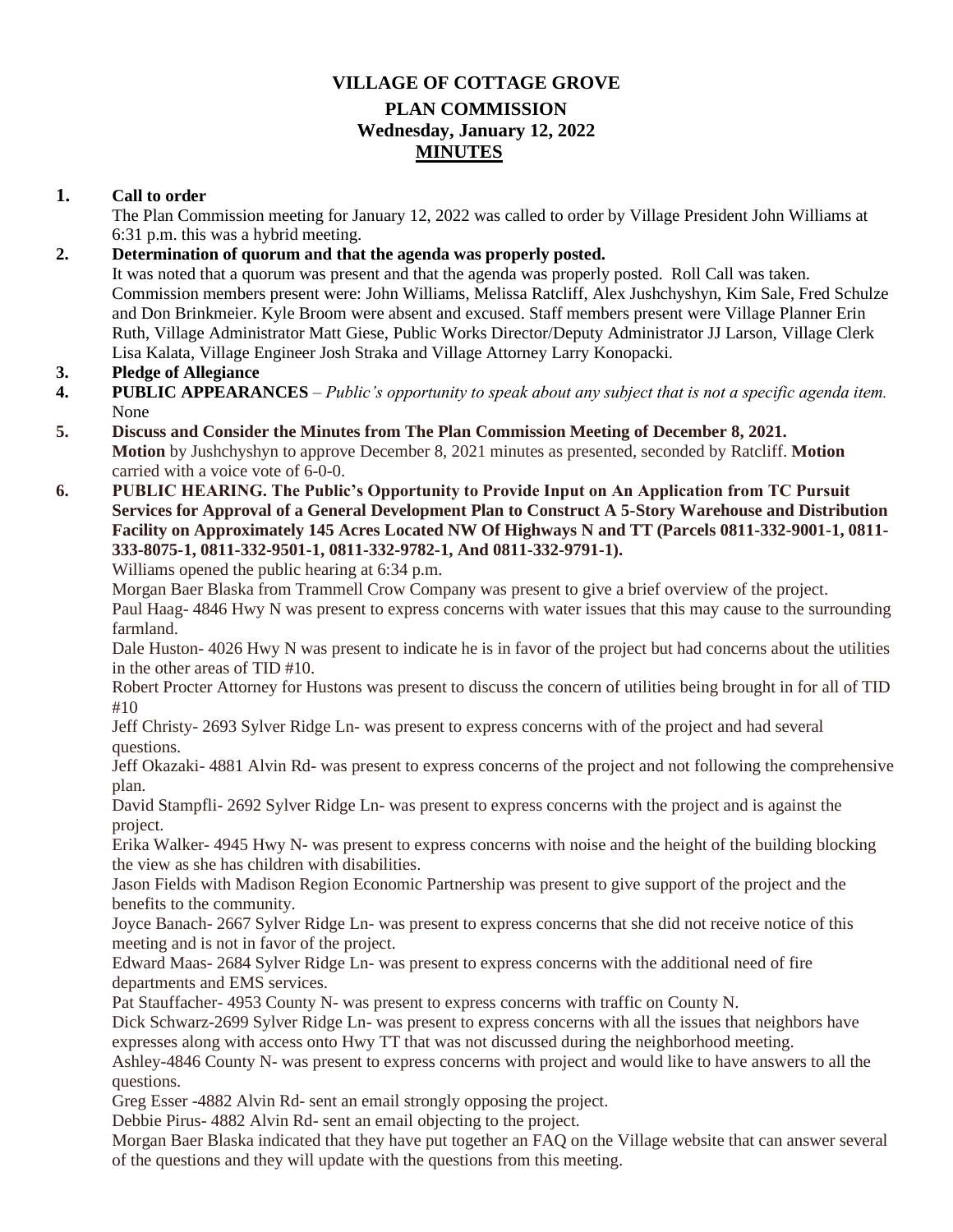# VILLAGE OF COTTAGE GROVE

## PLAN COMMISSION

### Wednesday, January 12, 2022

### MINUTES

1. **Call to order**
   The Plan Commission meeting for January 12, 2022 was called to order by Village President John Williams at 6:31 p.m. this was a hybrid meeting.
2. **Determination of quorum and that the agenda was properly posted.**
   It was noted that a quorum was present and that the agenda was properly posted. Roll Call was taken. Commission members present were: John Williams, Melissa Ratcliff, Alex Jushchyshyn, Kim Sale, Fred Schulze and Don Brinkmeier. Kyle Broom were absent and excused. Staff members present were Village Planner Erin Ruth, Village Administrator Matt Giese, Public Works Director/Deputy Administrator JJ Larson, Village Clerk Lisa Kalata, Village Engineer Josh Straka and Village Attorney Larry Konopacki.
3. **Pledge of Allegiance**
4. **PUBLIC APPEARANCES** – *Public's opportunity to speak about any subject that is not a specific agenda item.*
   None
5. **Discuss and Consider the Minutes from The Plan Commission Meeting of December 8, 2021.**
   **Motion** by Jushchyshyn to approve December 8, 2021 minutes as presented, seconded by Ratcliff. **Motion** carried with a voice vote of 6-0-0.
6. **PUBLIC HEARING. The Public's Opportunity to Provide Input on An Application from TC Pursuit Services for Approval of a General Development Plan to Construct A 5-Story Warehouse and Distribution Facility on Approximately 145 Acres Located NW Of Highways N and TT (Parcels 0811-332-9001-1, 0811-333-8075-1, 0811-332-9501-1, 0811-332-9782-1, And 0811-332-9791-1).**
   Williams opened the public hearing at 6:34 p.m.
   Morgan Baer Blaska from Trammell Crow Company was present to give a brief overview of the project.
   Paul Haag- 4846 Hwy N was present to express concerns with water issues that this may cause to the surrounding farmland.
   Dale Huston- 4026 Hwy N was present to indicate he is in favor of the project but had concerns about the utilities in the other areas of TID #10.
   Robert Procter Attorney for Hustons was present to discuss the concern of utilities being brought in for all of TID #10
   Jeff Christy- 2693 Sylver Ridge Ln- was present to express concerns with of the project and had several questions.
   Jeff Okazaki- 4881 Alvin Rd- was present to express concerns of the project and not following the comprehensive plan.
   David Stampfli- 2692 Sylver Ridge Ln- was present to express concerns with the project and is against the project.
   Erika Walker- 4945 Hwy N- was present to express concerns with noise and the height of the building blocking the view as she has children with disabilities.
   Jason Fields with Madison Region Economic Partnership was present to give support of the project and the benefits to the community.
   Joyce Banach- 2667 Sylver Ridge Ln- was present to express concerns that she did not receive notice of this meeting and is not in favor of the project.
   Edward Maas- 2684 Sylver Ridge Ln- was present to express concerns with the additional need of fire departments and EMS services.
   Pat Stauffacher- 4953 County N- was present to express concerns with traffic on County N.
   Dick Schwarz-2699 Sylver Ridge Ln- was present to express concerns with all the issues that neighbors have expresses along with access onto Hwy TT that was not discussed during the neighborhood meeting.
   Ashley-4846 County N- was present to express concerns with project and would like to have answers to all the questions.
   Greg Esser -4882 Alvin Rd- sent an email strongly opposing the project.
   Debbie Pirus- 4882 Alvin Rd- sent an email objecting to the project.
   Morgan Baer Blaska indicated that they have put together an FAQ on the Village website that can answer several of the questions and they will update with the questions from this meeting.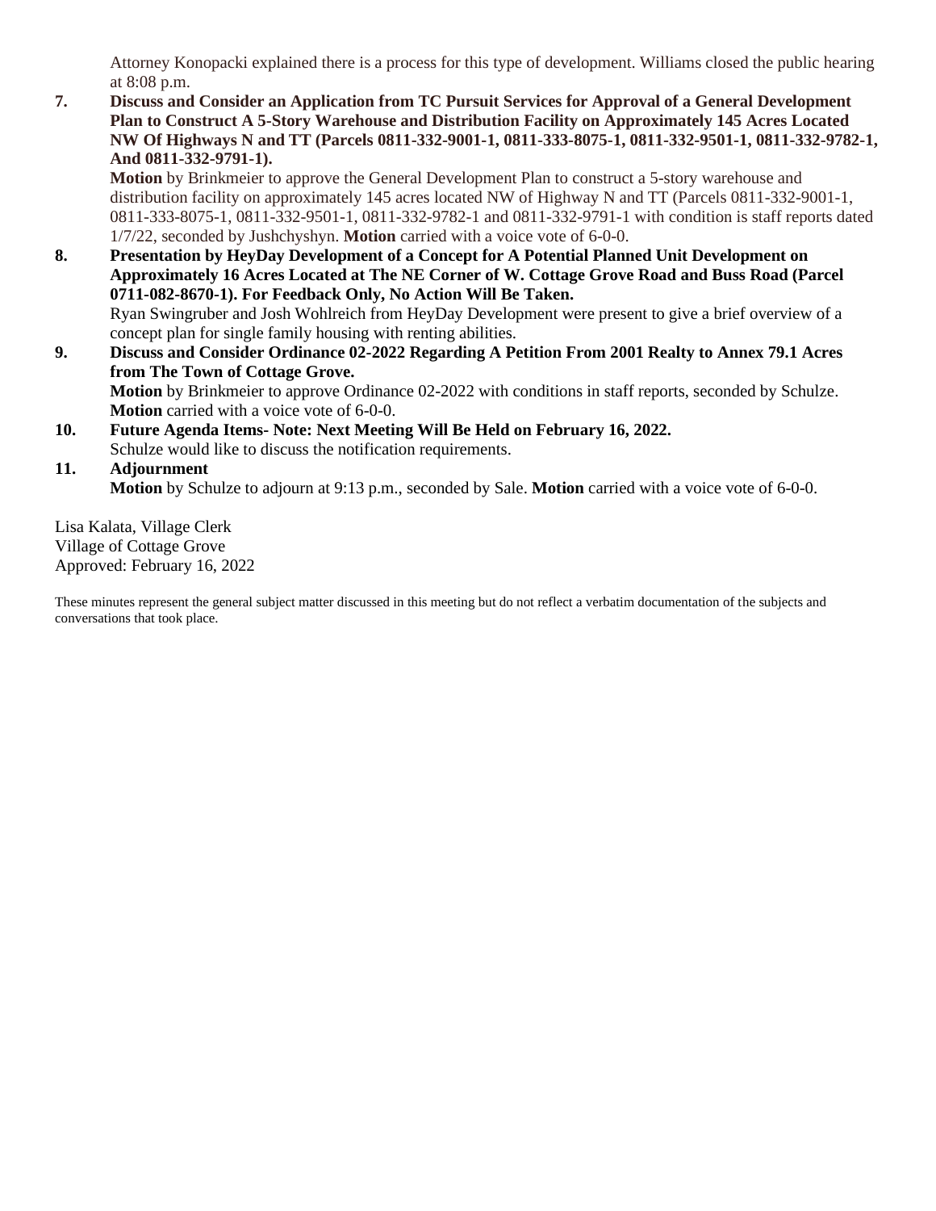Attorney Konopacki explained there is a process for this type of development. Williams closed the public hearing at 8:08 p.m.

7. **Discuss and Consider an Application from TC Pursuit Services for Approval of a General Development Plan to Construct A 5-Story Warehouse and Distribution Facility on Approximately 145 Acres Located NW Of Highways N and TT (Parcels 0811-332-9001-1, 0811-333-8075-1, 0811-332-9501-1, 0811-332-9782-1, And 0811-332-9791-1).**
   **Motion** by Brinkmeier to approve the General Development Plan to construct a 5-story warehouse and distribution facility on approximately 145 acres located NW of Highway N and TT (Parcels 0811-332-9001-1, 0811-333-8075-1, 0811-332-9501-1, 0811-332-9782-1 and 0811-332-9791-1 with condition is staff reports dated 1/7/22, seconded by Jushchyshyn. **Motion** carried with a voice vote of 6-0-0.

8. **Presentation by HeyDay Development of a Concept for A Potential Planned Unit Development on Approximately 16 Acres Located at The NE Corner of W. Cottage Grove Road and Buss Road (Parcel 0711-082-8670-1). For Feedback Only, No Action Will Be Taken.**
   Ryan Swingruber and Josh Wohlreich from HeyDay Development were present to give a brief overview of a concept plan for single family housing with renting abilities.

9. **Discuss and Consider Ordinance 02-2022 Regarding A Petition From 2001 Realty to Annex 79.1 Acres from The Town of Cottage Grove.**
   **Motion** by Brinkmeier to approve Ordinance 02-2022 with conditions in staff reports, seconded by Schulze. **Motion** carried with a voice vote of 6-0-0.

10. **Future Agenda Items- Note: Next Meeting Will Be Held on February 16, 2022.**
    Schulze would like to discuss the notification requirements.

11. **Adjournment**
    **Motion** by Schulze to adjourn at 9:13 p.m., seconded by Sale. **Motion** carried with a voice vote of 6-0-0.

Lisa Kalata, Village Clerk
Village of Cottage Grove
Approved: February 16, 2022

These minutes represent the general subject matter discussed in this meeting but do not reflect a verbatim documentation of the subjects and conversations that took place.